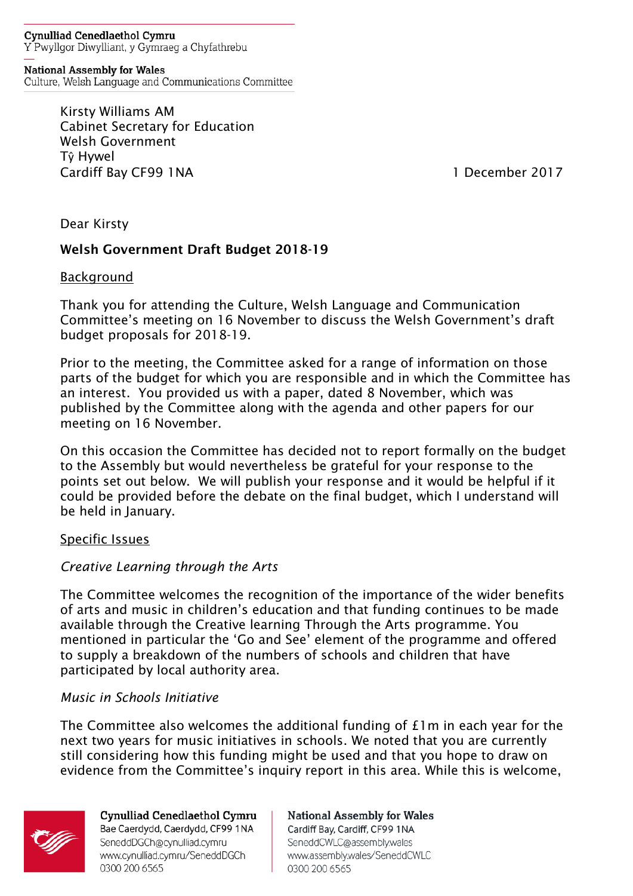Cynulliad Cenedlaethol Cymru
Y Pwyllgor Diwylliant, y Gymraeg a Chyfathrebu

National Assembly for Wales
Culture, Welsh Language and Communications Committee

Kirsty Williams AM
Cabinet Secretary for Education
Welsh Government
Tŷ Hywel
Cardiff Bay CF99 1NA

1 December 2017

Dear Kirsty

**Welsh Government Draft Budget 2018-19**

Background

Thank you for attending the Culture, Welsh Language and Communication Committee's meeting on 16 November to discuss the Welsh Government's draft budget proposals for 2018-19.

Prior to the meeting, the Committee asked for a range of information on those parts of the budget for which you are responsible and in which the Committee has an interest. You provided us with a paper, dated 8 November, which was published by the Committee along with the agenda and other papers for our meeting on 16 November.

On this occasion the Committee has decided not to report formally on the budget to the Assembly but would nevertheless be grateful for your response to the points set out below. We will publish your response and it would be helpful if it could be provided before the debate on the final budget, which I understand will be held in January.

Specific Issues

*Creative Learning through the Arts*

The Committee welcomes the recognition of the importance of the wider benefits of arts and music in children's education and that funding continues to be made available through the Creative learning Through the Arts programme. You mentioned in particular the 'Go and See' element of the programme and offered to supply a breakdown of the numbers of schools and children that have participated by local authority area.

*Music in Schools Initiative*

The Committee also welcomes the additional funding of £1m in each year for the next two years for music initiatives in schools. We noted that you are currently still considering how this funding might be used and that you hope to draw on evidence from the Committee's inquiry report in this area. While this is welcome,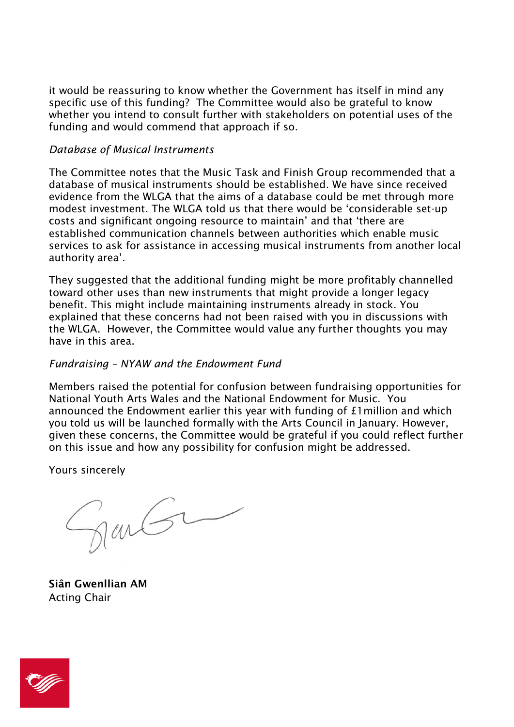it would be reassuring to know whether the Government has itself in mind any specific use of this funding? The Committee would also be grateful to know whether you intend to consult further with stakeholders on potential uses of the funding and would commend that approach if so.

*Database of Musical Instruments*

The Committee notes that the Music Task and Finish Group recommended that a database of musical instruments should be established. We have since received evidence from the WLGA that the aims of a database could be met through more modest investment. The WLGA told us that there would be 'considerable set-up costs and significant ongoing resource to maintain' and that 'there are established communication channels between authorities which enable music services to ask for assistance in accessing musical instruments from another local authority area'.

They suggested that the additional funding might be more profitably channelled toward other uses than new instruments that might provide a longer legacy benefit. This might include maintaining instruments already in stock. You explained that these concerns had not been raised with you in discussions with the WLGA. However, the Committee would value any further thoughts you may have in this area.

*Fundraising – NYAW and the Endowment Fund*

Members raised the potential for confusion between fundraising opportunities for National Youth Arts Wales and the National Endowment for Music. You announced the Endowment earlier this year with funding of £1million and which you told us will be launched formally with the Arts Council in January. However, given these concerns, the Committee would be grateful if you could reflect further on this issue and how any possibility for confusion might be addressed.

Yours sincerely

**Siân Gwenllian AM**
Acting Chair